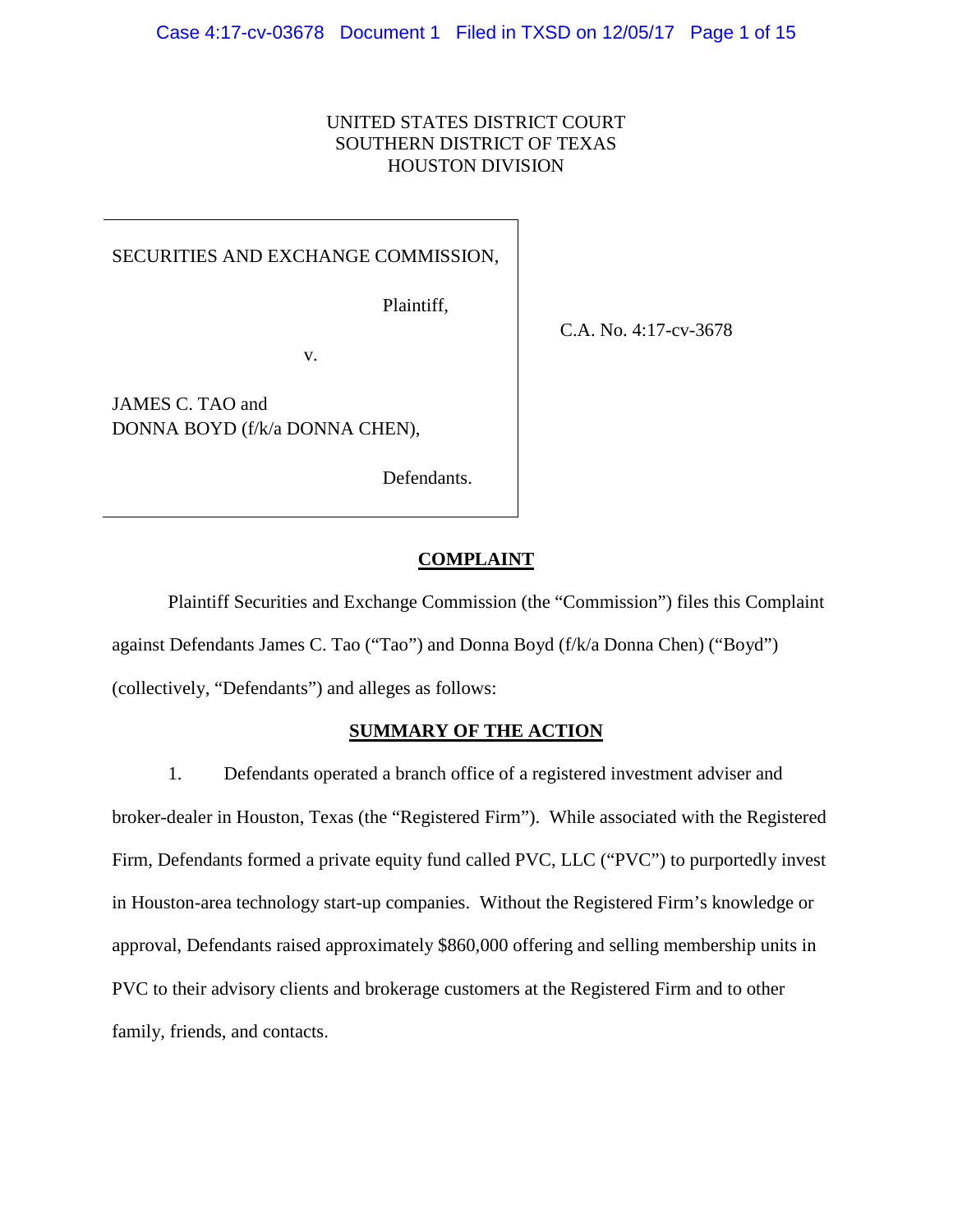UNITED STATES DISTRICT COURT
SOUTHERN DISTRICT OF TEXAS
HOUSTON DIVISION

SECURITIES AND EXCHANGE COMMISSION,

Plaintiff,

v.

JAMES C. TAO and
DONNA BOYD (f/k/a DONNA CHEN),

Defendants.

C.A. No. 4:17-cv-3678

# COMPLAINT

Plaintiff Securities and Exchange Commission (the "Commission") files this Complaint against Defendants James C. Tao ("Tao") and Donna Boyd (f/k/a Donna Chen) ("Boyd") (collectively, "Defendants") and alleges as follows:

## SUMMARY OF THE ACTION

1. Defendants operated a branch office of a registered investment adviser and broker-dealer in Houston, Texas (the "Registered Firm"). While associated with the Registered Firm, Defendants formed a private equity fund called PVC, LLC ("PVC") to purportedly invest in Houston-area technology start-up companies. Without the Registered Firm's knowledge or approval, Defendants raised approximately $860,000 offering and selling membership units in PVC to their advisory clients and brokerage customers at the Registered Firm and to other family, friends, and contacts.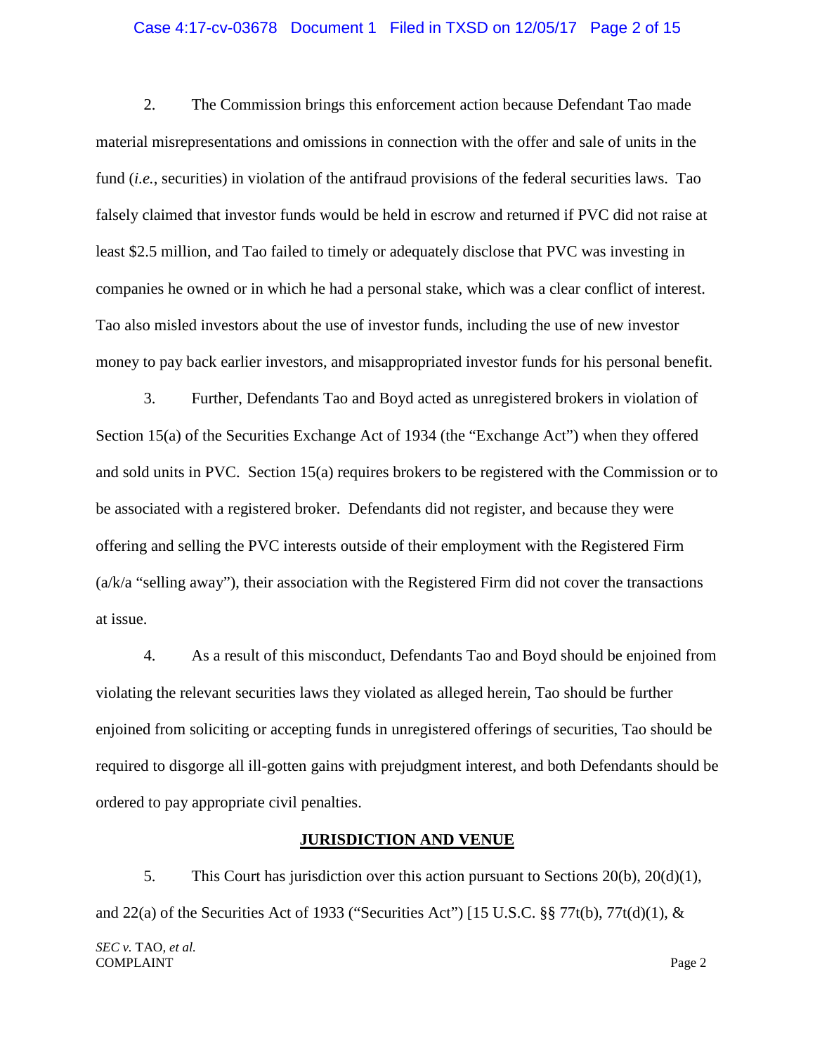2. The Commission brings this enforcement action because Defendant Tao made material misrepresentations and omissions in connection with the offer and sale of units in the fund (*i.e.*, securities) in violation of the antifraud provisions of the federal securities laws. Tao falsely claimed that investor funds would be held in escrow and returned if PVC did not raise at least $2.5 million, and Tao failed to timely or adequately disclose that PVC was investing in companies he owned or in which he had a personal stake, which was a clear conflict of interest. Tao also misled investors about the use of investor funds, including the use of new investor money to pay back earlier investors, and misappropriated investor funds for his personal benefit.

3. Further, Defendants Tao and Boyd acted as unregistered brokers in violation of Section 15(a) of the Securities Exchange Act of 1934 (the "Exchange Act") when they offered and sold units in PVC. Section 15(a) requires brokers to be registered with the Commission or to be associated with a registered broker. Defendants did not register, and because they were offering and selling the PVC interests outside of their employment with the Registered Firm (a/k/a "selling away"), their association with the Registered Firm did not cover the transactions at issue.

4. As a result of this misconduct, Defendants Tao and Boyd should be enjoined from violating the relevant securities laws they violated as alleged herein, Tao should be further enjoined from soliciting or accepting funds in unregistered offerings of securities, Tao should be required to disgorge all ill-gotten gains with prejudgment interest, and both Defendants should be ordered to pay appropriate civil penalties.

## JURISDICTION AND VENUE

5. This Court has jurisdiction over this action pursuant to Sections 20(b), 20(d)(1), and 22(a) of the Securities Act of 1933 ("Securities Act") [15 U.S.C. §§ 77t(b), 77t(d)(1), &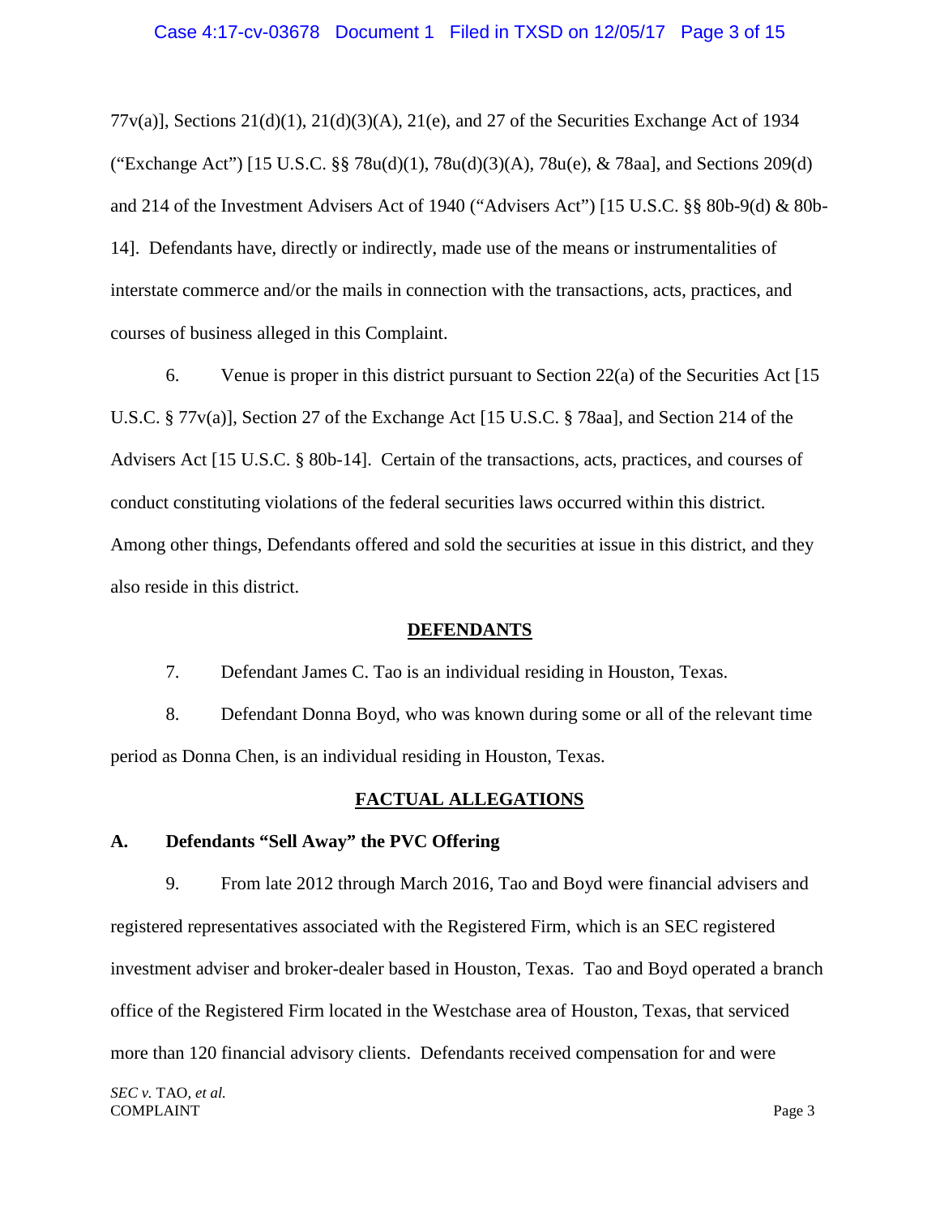77v(a)], Sections 21(d)(1), 21(d)(3)(A), 21(e), and 27 of the Securities Exchange Act of 1934 ("Exchange Act") [15 U.S.C. §§ 78u(d)(1), 78u(d)(3)(A), 78u(e), & 78aa], and Sections 209(d) and 214 of the Investment Advisers Act of 1940 ("Advisers Act") [15 U.S.C. §§ 80b-9(d) & 80b-14]. Defendants have, directly or indirectly, made use of the means or instrumentalities of interstate commerce and/or the mails in connection with the transactions, acts, practices, and courses of business alleged in this Complaint.

6. Venue is proper in this district pursuant to Section 22(a) of the Securities Act [15 U.S.C. § 77v(a)], Section 27 of the Exchange Act [15 U.S.C. § 78aa], and Section 214 of the Advisers Act [15 U.S.C. § 80b-14]. Certain of the transactions, acts, practices, and courses of conduct constituting violations of the federal securities laws occurred within this district. Among other things, Defendants offered and sold the securities at issue in this district, and they also reside in this district.

## DEFENDANTS

7. Defendant James C. Tao is an individual residing in Houston, Texas.

8. Defendant Donna Boyd, who was known during some or all of the relevant time period as Donna Chen, is an individual residing in Houston, Texas.

## FACTUAL ALLEGATIONS

### A. Defendants "Sell Away" the PVC Offering

9. From late 2012 through March 2016, Tao and Boyd were financial advisers and registered representatives associated with the Registered Firm, which is an SEC registered investment adviser and broker-dealer based in Houston, Texas. Tao and Boyd operated a branch office of the Registered Firm located in the Westchase area of Houston, Texas, that serviced more than 120 financial advisory clients. Defendants received compensation for and were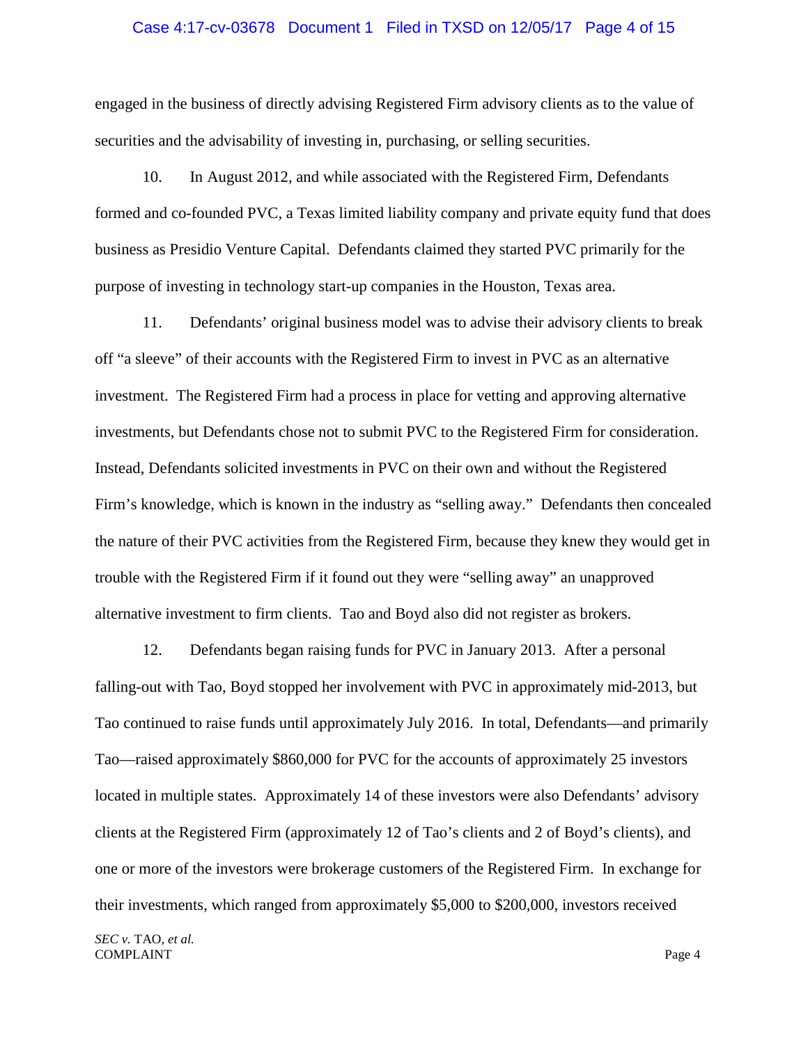engaged in the business of directly advising Registered Firm advisory clients as to the value of securities and the advisability of investing in, purchasing, or selling securities.

10. In August 2012, and while associated with the Registered Firm, Defendants formed and co-founded PVC, a Texas limited liability company and private equity fund that does business as Presidio Venture Capital. Defendants claimed they started PVC primarily for the purpose of investing in technology start-up companies in the Houston, Texas area.

11. Defendants' original business model was to advise their advisory clients to break off "a sleeve" of their accounts with the Registered Firm to invest in PVC as an alternative investment. The Registered Firm had a process in place for vetting and approving alternative investments, but Defendants chose not to submit PVC to the Registered Firm for consideration. Instead, Defendants solicited investments in PVC on their own and without the Registered Firm's knowledge, which is known in the industry as "selling away." Defendants then concealed the nature of their PVC activities from the Registered Firm, because they knew they would get in trouble with the Registered Firm if it found out they were "selling away" an unapproved alternative investment to firm clients. Tao and Boyd also did not register as brokers.

12. Defendants began raising funds for PVC in January 2013. After a personal falling-out with Tao, Boyd stopped her involvement with PVC in approximately mid-2013, but Tao continued to raise funds until approximately July 2016. In total, Defendants—and primarily Tao—raised approximately $860,000 for PVC for the accounts of approximately 25 investors located in multiple states. Approximately 14 of these investors were also Defendants' advisory clients at the Registered Firm (approximately 12 of Tao's clients and 2 of Boyd's clients), and one or more of the investors were brokerage customers of the Registered Firm. In exchange for their investments, which ranged from approximately $5,000 to $200,000, investors received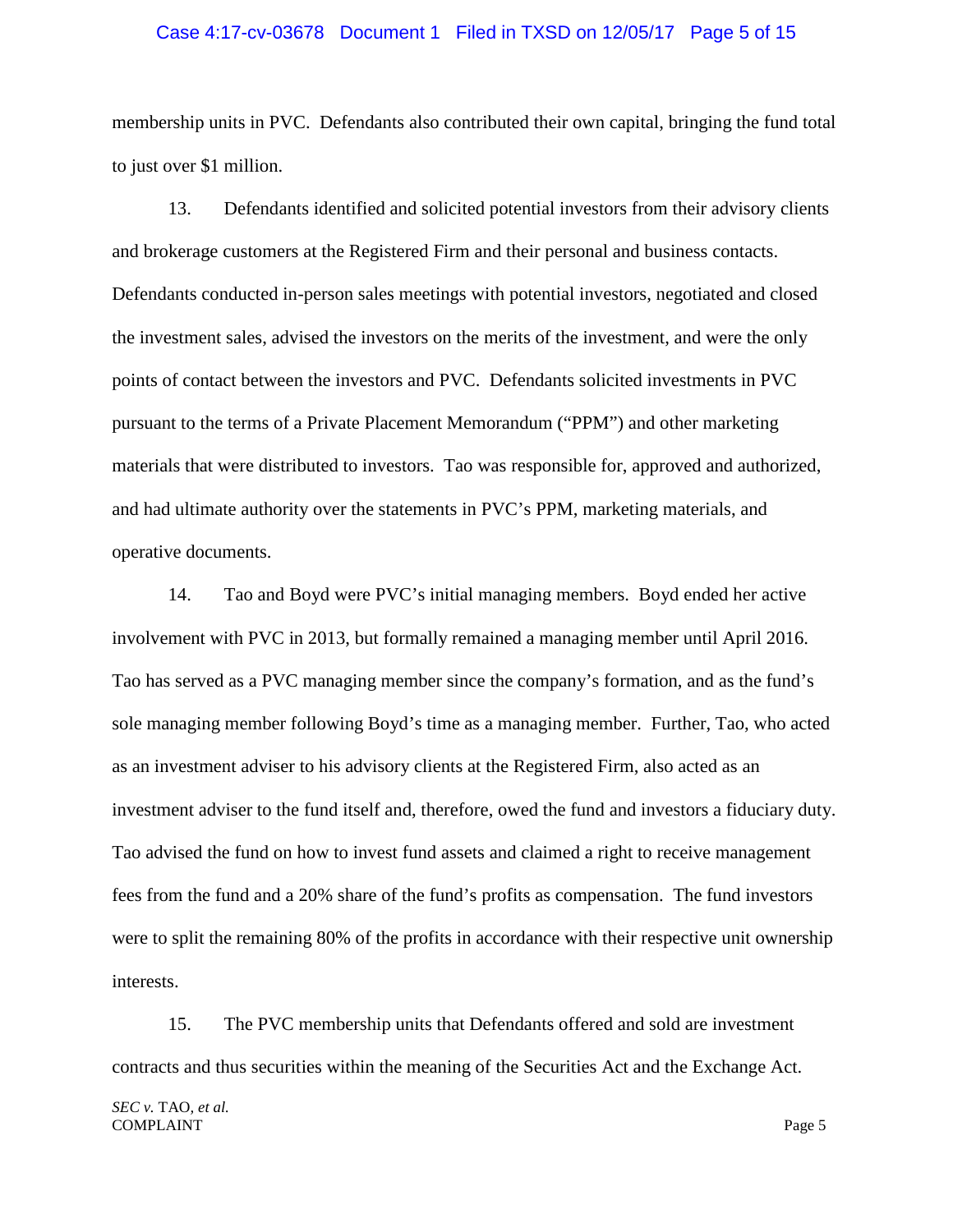membership units in PVC. Defendants also contributed their own capital, bringing the fund total to just over $1 million.

13. Defendants identified and solicited potential investors from their advisory clients and brokerage customers at the Registered Firm and their personal and business contacts. Defendants conducted in-person sales meetings with potential investors, negotiated and closed the investment sales, advised the investors on the merits of the investment, and were the only points of contact between the investors and PVC. Defendants solicited investments in PVC pursuant to the terms of a Private Placement Memorandum ("PPM") and other marketing materials that were distributed to investors. Tao was responsible for, approved and authorized, and had ultimate authority over the statements in PVC's PPM, marketing materials, and operative documents.

14. Tao and Boyd were PVC's initial managing members. Boyd ended her active involvement with PVC in 2013, but formally remained a managing member until April 2016. Tao has served as a PVC managing member since the company's formation, and as the fund's sole managing member following Boyd's time as a managing member. Further, Tao, who acted as an investment adviser to his advisory clients at the Registered Firm, also acted as an investment adviser to the fund itself and, therefore, owed the fund and investors a fiduciary duty. Tao advised the fund on how to invest fund assets and claimed a right to receive management fees from the fund and a 20% share of the fund's profits as compensation. The fund investors were to split the remaining 80% of the profits in accordance with their respective unit ownership interests.

15. The PVC membership units that Defendants offered and sold are investment contracts and thus securities within the meaning of the Securities Act and the Exchange Act.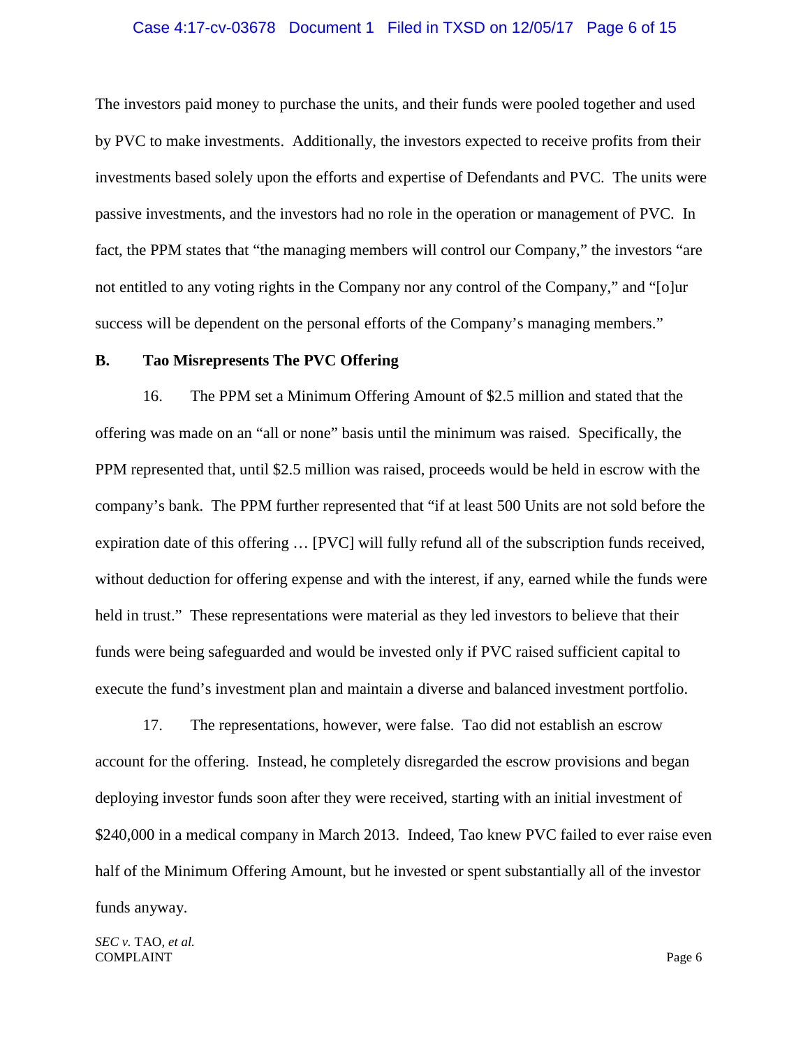The investors paid money to purchase the units, and their funds were pooled together and used by PVC to make investments. Additionally, the investors expected to receive profits from their investments based solely upon the efforts and expertise of Defendants and PVC. The units were passive investments, and the investors had no role in the operation or management of PVC. In fact, the PPM states that "the managing members will control our Company," the investors "are not entitled to any voting rights in the Company nor any control of the Company," and "[o]ur success will be dependent on the personal efforts of the Company's managing members."

**B. Tao Misrepresents The PVC Offering**

16. The PPM set a Minimum Offering Amount of $2.5 million and stated that the offering was made on an "all or none" basis until the minimum was raised. Specifically, the PPM represented that, until $2.5 million was raised, proceeds would be held in escrow with the company's bank. The PPM further represented that "if at least 500 Units are not sold before the expiration date of this offering … [PVC] will fully refund all of the subscription funds received, without deduction for offering expense and with the interest, if any, earned while the funds were held in trust." These representations were material as they led investors to believe that their funds were being safeguarded and would be invested only if PVC raised sufficient capital to execute the fund's investment plan and maintain a diverse and balanced investment portfolio.

17. The representations, however, were false. Tao did not establish an escrow account for the offering. Instead, he completely disregarded the escrow provisions and began deploying investor funds soon after they were received, starting with an initial investment of $240,000 in a medical company in March 2013. Indeed, Tao knew PVC failed to ever raise even half of the Minimum Offering Amount, but he invested or spent substantially all of the investor funds anyway.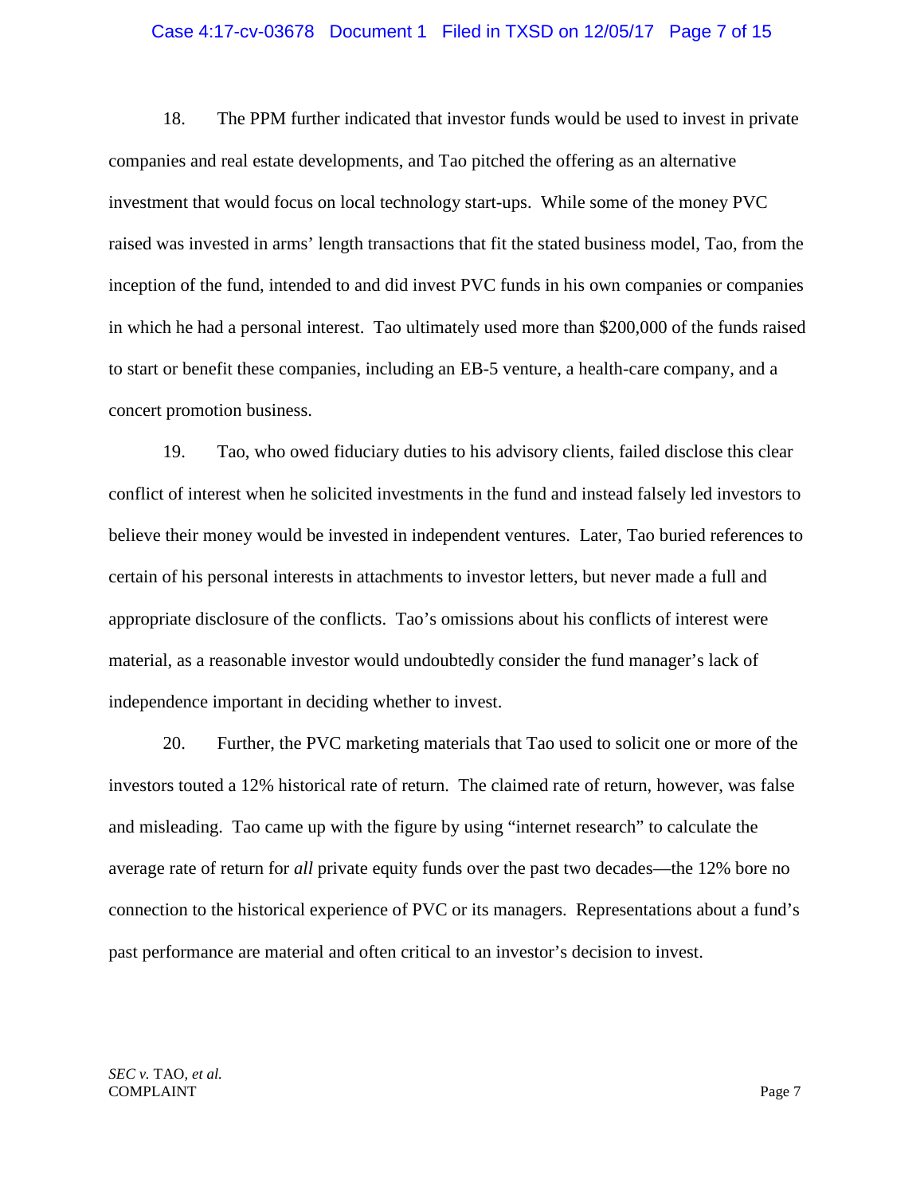18. The PPM further indicated that investor funds would be used to invest in private companies and real estate developments, and Tao pitched the offering as an alternative investment that would focus on local technology start-ups. While some of the money PVC raised was invested in arms' length transactions that fit the stated business model, Tao, from the inception of the fund, intended to and did invest PVC funds in his own companies or companies in which he had a personal interest. Tao ultimately used more than $200,000 of the funds raised to start or benefit these companies, including an EB-5 venture, a health-care company, and a concert promotion business.

19. Tao, who owed fiduciary duties to his advisory clients, failed disclose this clear conflict of interest when he solicited investments in the fund and instead falsely led investors to believe their money would be invested in independent ventures. Later, Tao buried references to certain of his personal interests in attachments to investor letters, but never made a full and appropriate disclosure of the conflicts. Tao's omissions about his conflicts of interest were material, as a reasonable investor would undoubtedly consider the fund manager's lack of independence important in deciding whether to invest.

20. Further, the PVC marketing materials that Tao used to solicit one or more of the investors touted a 12% historical rate of return. The claimed rate of return, however, was false and misleading. Tao came up with the figure by using "internet research" to calculate the average rate of return for *all* private equity funds over the past two decades—the 12% bore no connection to the historical experience of PVC or its managers. Representations about a fund's past performance are material and often critical to an investor's decision to invest.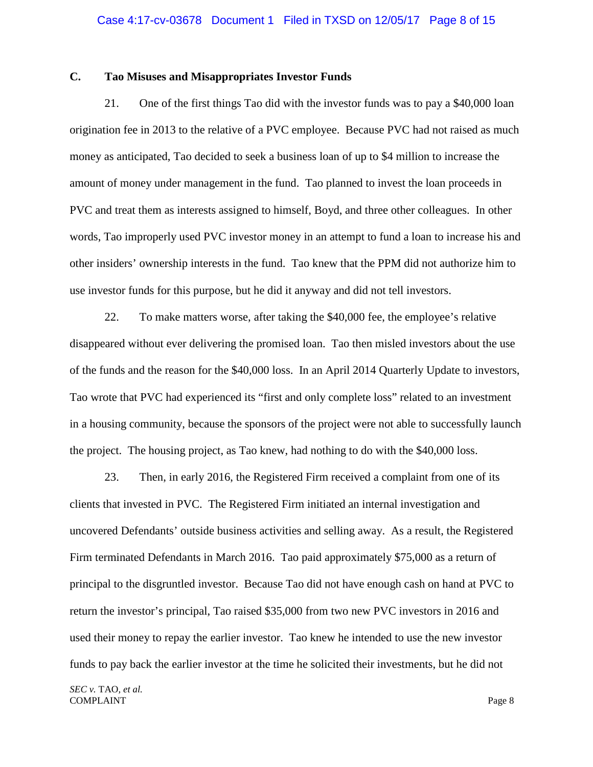### C. Tao Misuses and Misappropriates Investor Funds

21. One of the first things Tao did with the investor funds was to pay a $40,000 loan origination fee in 2013 to the relative of a PVC employee. Because PVC had not raised as much money as anticipated, Tao decided to seek a business loan of up to $4 million to increase the amount of money under management in the fund. Tao planned to invest the loan proceeds in PVC and treat them as interests assigned to himself, Boyd, and three other colleagues. In other words, Tao improperly used PVC investor money in an attempt to fund a loan to increase his and other insiders' ownership interests in the fund. Tao knew that the PPM did not authorize him to use investor funds for this purpose, but he did it anyway and did not tell investors.

22. To make matters worse, after taking the $40,000 fee, the employee's relative disappeared without ever delivering the promised loan. Tao then misled investors about the use of the funds and the reason for the $40,000 loss. In an April 2014 Quarterly Update to investors, Tao wrote that PVC had experienced its "first and only complete loss" related to an investment in a housing community, because the sponsors of the project were not able to successfully launch the project. The housing project, as Tao knew, had nothing to do with the $40,000 loss.

23. Then, in early 2016, the Registered Firm received a complaint from one of its clients that invested in PVC. The Registered Firm initiated an internal investigation and uncovered Defendants' outside business activities and selling away. As a result, the Registered Firm terminated Defendants in March 2016. Tao paid approximately $75,000 as a return of principal to the disgruntled investor. Because Tao did not have enough cash on hand at PVC to return the investor's principal, Tao raised $35,000 from two new PVC investors in 2016 and used their money to repay the earlier investor. Tao knew he intended to use the new investor funds to pay back the earlier investor at the time he solicited their investments, but he did not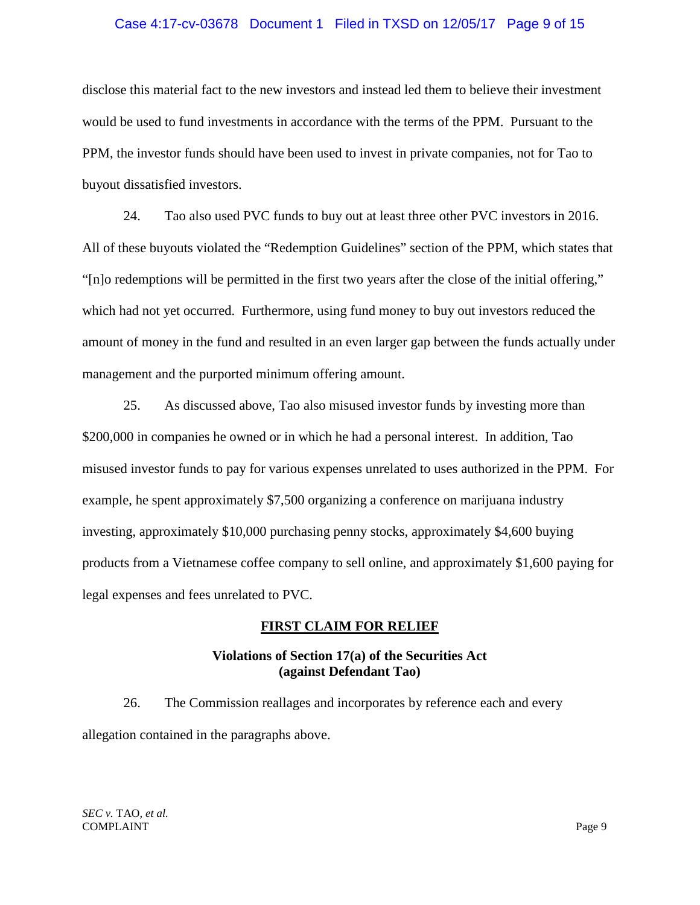disclose this material fact to the new investors and instead led them to believe their investment would be used to fund investments in accordance with the terms of the PPM. Pursuant to the PPM, the investor funds should have been used to invest in private companies, not for Tao to buyout dissatisfied investors.

24. Tao also used PVC funds to buy out at least three other PVC investors in 2016. All of these buyouts violated the "Redemption Guidelines" section of the PPM, which states that "[n]o redemptions will be permitted in the first two years after the close of the initial offering," which had not yet occurred. Furthermore, using fund money to buy out investors reduced the amount of money in the fund and resulted in an even larger gap between the funds actually under management and the purported minimum offering amount.

25. As discussed above, Tao also misused investor funds by investing more than $200,000 in companies he owned or in which he had a personal interest. In addition, Tao misused investor funds to pay for various expenses unrelated to uses authorized in the PPM. For example, he spent approximately $7,500 organizing a conference on marijuana industry investing, approximately $10,000 purchasing penny stocks, approximately $4,600 buying products from a Vietnamese coffee company to sell online, and approximately $1,600 paying for legal expenses and fees unrelated to PVC.

## FIRST CLAIM FOR RELIEF

### Violations of Section 17(a) of the Securities Act (against Defendant Tao)

26. The Commission reallages and incorporates by reference each and every allegation contained in the paragraphs above.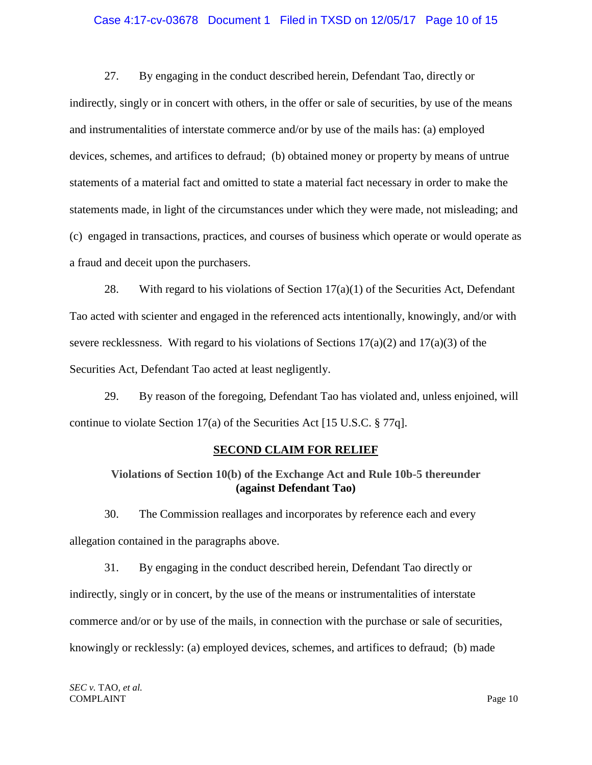27. By engaging in the conduct described herein, Defendant Tao, directly or indirectly, singly or in concert with others, in the offer or sale of securities, by use of the means and instrumentalities of interstate commerce and/or by use of the mails has: (a) employed devices, schemes, and artifices to defraud; (b) obtained money or property by means of untrue statements of a material fact and omitted to state a material fact necessary in order to make the statements made, in light of the circumstances under which they were made, not misleading; and (c) engaged in transactions, practices, and courses of business which operate or would operate as a fraud and deceit upon the purchasers.

28. With regard to his violations of Section 17(a)(1) of the Securities Act, Defendant Tao acted with scienter and engaged in the referenced acts intentionally, knowingly, and/or with severe recklessness. With regard to his violations of Sections 17(a)(2) and 17(a)(3) of the Securities Act, Defendant Tao acted at least negligently.

29. By reason of the foregoing, Defendant Tao has violated and, unless enjoined, will continue to violate Section 17(a) of the Securities Act [15 U.S.C. § 77q].

## SECOND CLAIM FOR RELIEF

### Violations of Section 10(b) of the Exchange Act and Rule 10b-5 thereunder (against Defendant Tao)

30. The Commission reallages and incorporates by reference each and every allegation contained in the paragraphs above.

31. By engaging in the conduct described herein, Defendant Tao directly or indirectly, singly or in concert, by the use of the means or instrumentalities of interstate commerce and/or or by use of the mails, in connection with the purchase or sale of securities, knowingly or recklessly: (a) employed devices, schemes, and artifices to defraud; (b) made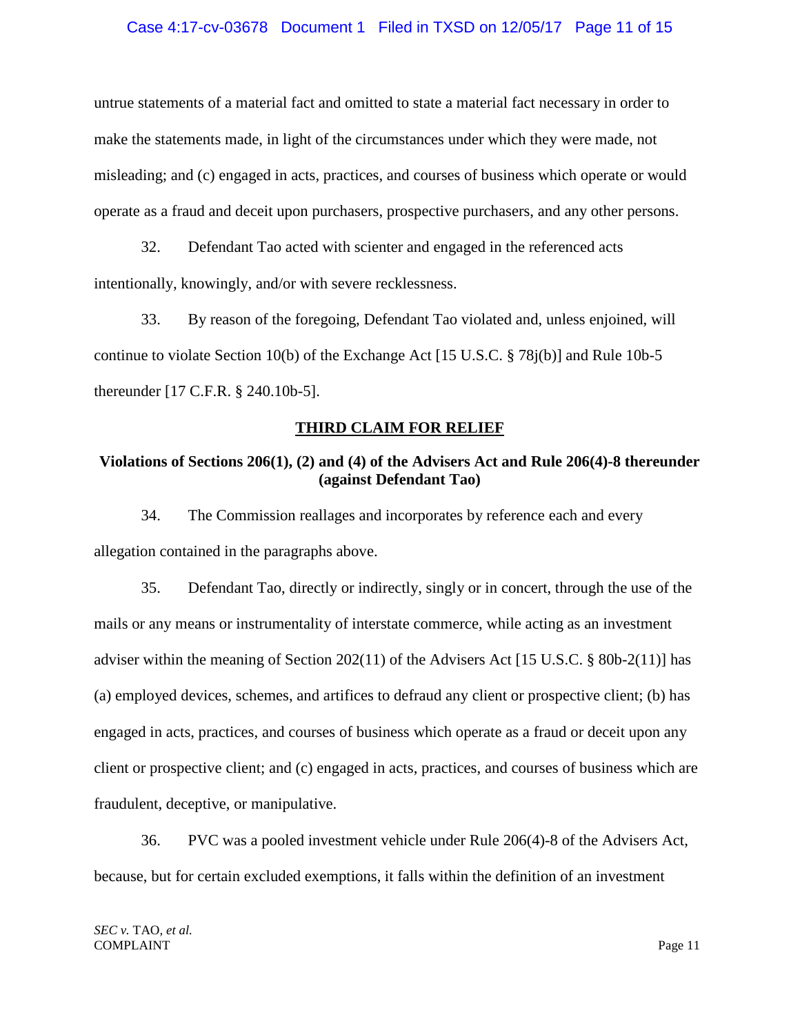untrue statements of a material fact and omitted to state a material fact necessary in order to make the statements made, in light of the circumstances under which they were made, not misleading; and (c) engaged in acts, practices, and courses of business which operate or would operate as a fraud and deceit upon purchasers, prospective purchasers, and any other persons.

32. Defendant Tao acted with scienter and engaged in the referenced acts intentionally, knowingly, and/or with severe recklessness.

33. By reason of the foregoing, Defendant Tao violated and, unless enjoined, will continue to violate Section 10(b) of the Exchange Act [15 U.S.C. § 78j(b)] and Rule 10b-5 thereunder [17 C.F.R. § 240.10b-5].

## THIRD CLAIM FOR RELIEF

### Violations of Sections 206(1), (2) and (4) of the Advisers Act and Rule 206(4)-8 thereunder (against Defendant Tao)

34. The Commission realleges and incorporates by reference each and every allegation contained in the paragraphs above.

35. Defendant Tao, directly or indirectly, singly or in concert, through the use of the mails or any means or instrumentality of interstate commerce, while acting as an investment adviser within the meaning of Section 202(11) of the Advisers Act [15 U.S.C. § 80b-2(11)] has (a) employed devices, schemes, and artifices to defraud any client or prospective client; (b) has engaged in acts, practices, and courses of business which operate as a fraud or deceit upon any client or prospective client; and (c) engaged in acts, practices, and courses of business which are fraudulent, deceptive, or manipulative.

36. PVC was a pooled investment vehicle under Rule 206(4)-8 of the Advisers Act, because, but for certain excluded exemptions, it falls within the definition of an investment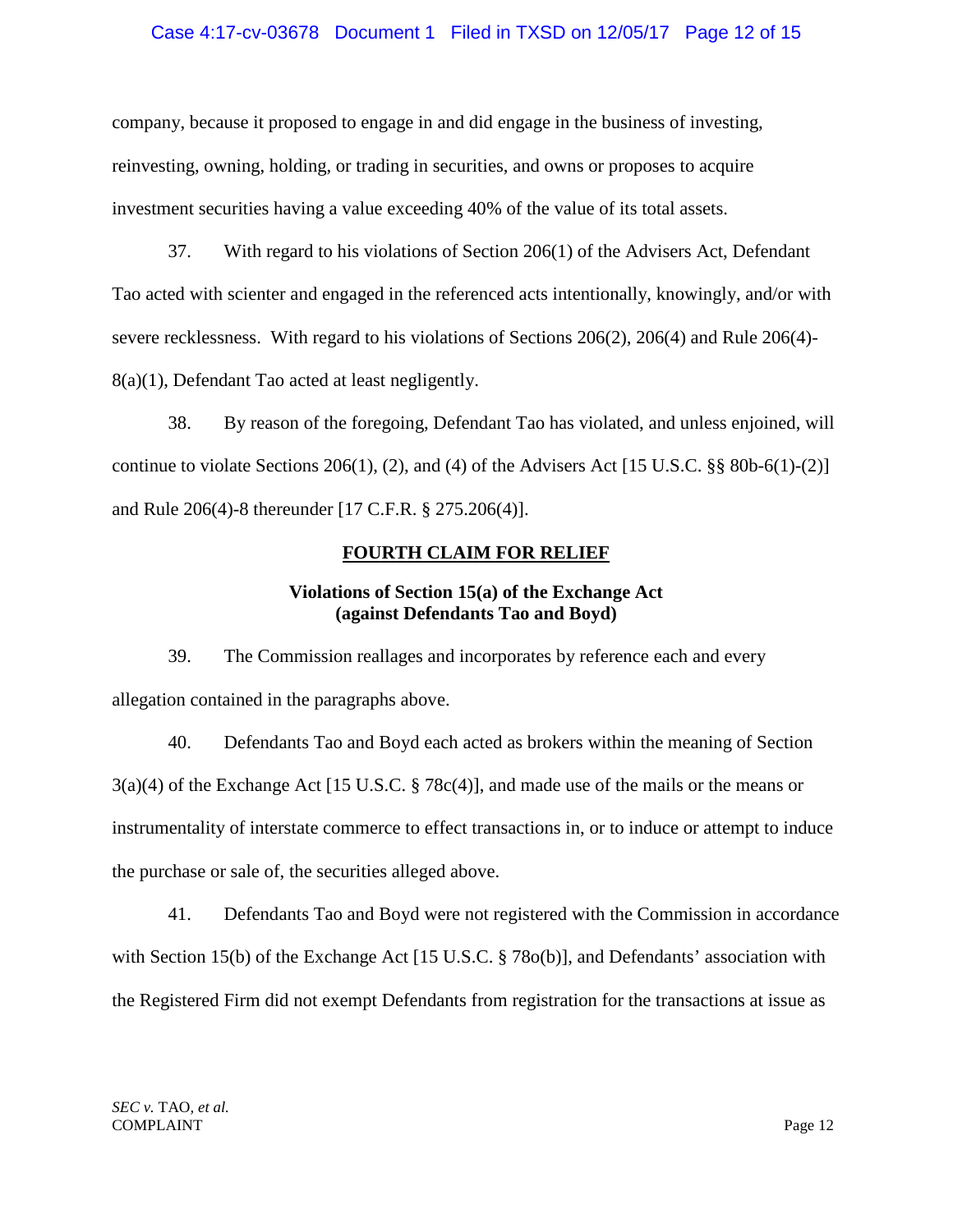company, because it proposed to engage in and did engage in the business of investing, reinvesting, owning, holding, or trading in securities, and owns or proposes to acquire investment securities having a value exceeding 40% of the value of its total assets.

37. With regard to his violations of Section 206(1) of the Advisers Act, Defendant Tao acted with scienter and engaged in the referenced acts intentionally, knowingly, and/or with severe recklessness. With regard to his violations of Sections 206(2), 206(4) and Rule 206(4)-8(a)(1), Defendant Tao acted at least negligently.

38. By reason of the foregoing, Defendant Tao has violated, and unless enjoined, will continue to violate Sections 206(1), (2), and (4) of the Advisers Act [15 U.S.C. §§ 80b-6(1)-(2)] and Rule 206(4)-8 thereunder [17 C.F.R. § 275.206(4)].

## FOURTH CLAIM FOR RELIEF

### Violations of Section 15(a) of the Exchange Act (against Defendants Tao and Boyd)

39. The Commission reallages and incorporates by reference each and every allegation contained in the paragraphs above.

40. Defendants Tao and Boyd each acted as brokers within the meaning of Section 3(a)(4) of the Exchange Act [15 U.S.C. § 78c(4)], and made use of the mails or the means or instrumentality of interstate commerce to effect transactions in, or to induce or attempt to induce the purchase or sale of, the securities alleged above.

41. Defendants Tao and Boyd were not registered with the Commission in accordance with Section 15(b) of the Exchange Act [15 U.S.C. § 78o(b)], and Defendants' association with the Registered Firm did not exempt Defendants from registration for the transactions at issue as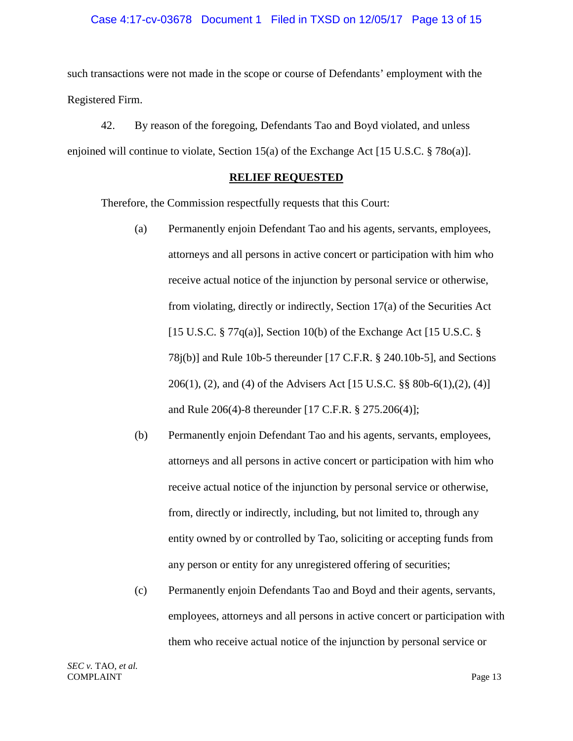such transactions were not made in the scope or course of Defendants' employment with the Registered Firm.

42. By reason of the foregoing, Defendants Tao and Boyd violated, and unless enjoined will continue to violate, Section 15(a) of the Exchange Act [15 U.S.C. § 78o(a)].

## RELIEF REQUESTED

Therefore, the Commission respectfully requests that this Court:

(a) Permanently enjoin Defendant Tao and his agents, servants, employees, attorneys and all persons in active concert or participation with him who receive actual notice of the injunction by personal service or otherwise, from violating, directly or indirectly, Section 17(a) of the Securities Act [15 U.S.C. § 77q(a)], Section 10(b) of the Exchange Act [15 U.S.C. § 78j(b)] and Rule 10b-5 thereunder [17 C.F.R. § 240.10b-5], and Sections 206(1), (2), and (4) of the Advisers Act [15 U.S.C. §§ 80b-6(1),(2), (4)] and Rule 206(4)-8 thereunder [17 C.F.R. § 275.206(4)];

(b) Permanently enjoin Defendant Tao and his agents, servants, employees, attorneys and all persons in active concert or participation with him who receive actual notice of the injunction by personal service or otherwise, from, directly or indirectly, including, but not limited to, through any entity owned by or controlled by Tao, soliciting or accepting funds from any person or entity for any unregistered offering of securities;

(c) Permanently enjoin Defendants Tao and Boyd and their agents, servants, employees, attorneys and all persons in active concert or participation with them who receive actual notice of the injunction by personal service or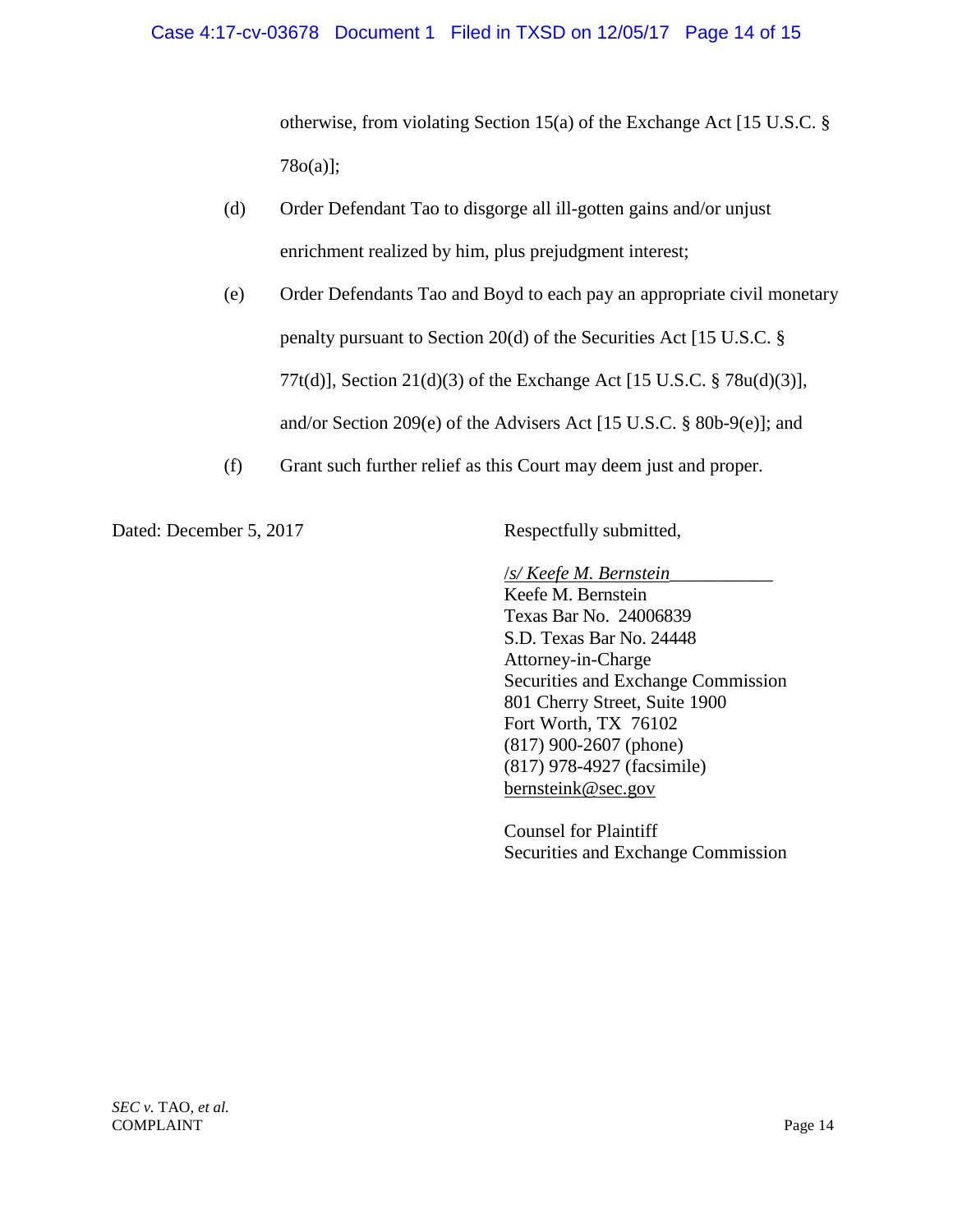otherwise, from violating Section 15(a) of the Exchange Act [15 U.S.C. § 78o(a)];

(d) Order Defendant Tao to disgorge all ill-gotten gains and/or unjust enrichment realized by him, plus prejudgment interest;

(e) Order Defendants Tao and Boyd to each pay an appropriate civil monetary penalty pursuant to Section 20(d) of the Securities Act [15 U.S.C. § 77t(d)], Section 21(d)(3) of the Exchange Act [15 U.S.C. § 78u(d)(3)], and/or Section 209(e) of the Advisers Act [15 U.S.C. § 80b-9(e)]; and

(f) Grant such further relief as this Court may deem just and proper.

Dated: December 5, 2017

Respectfully submitted,

*/s/ Keefe M. Bernstein*
Keefe M. Bernstein
Texas Bar No. 24006839
S.D. Texas Bar No. 24448
Attorney-in-Charge
Securities and Exchange Commission
801 Cherry Street, Suite 1900
Fort Worth, TX 76102
(817) 900-2607 (phone)
(817) 978-4927 (facsimile)
bernsteink@sec.gov

Counsel for Plaintiff
Securities and Exchange Commission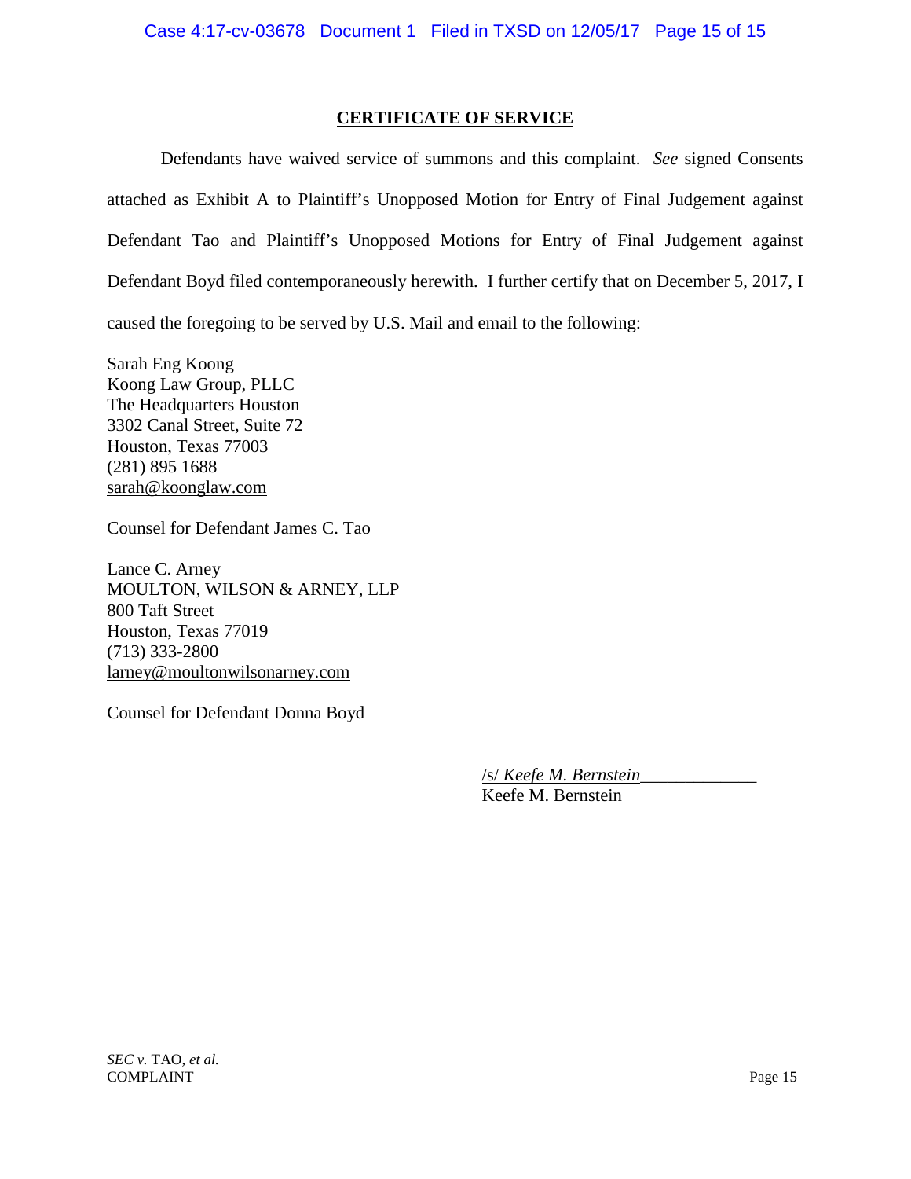## CERTIFICATE OF SERVICE

Defendants have waived service of summons and this complaint. *See* signed Consents attached as Exhibit A to Plaintiff's Unopposed Motion for Entry of Final Judgement against Defendant Tao and Plaintiff's Unopposed Motions for Entry of Final Judgement against Defendant Boyd filed contemporaneously herewith. I further certify that on December 5, 2017, I caused the foregoing to be served by U.S. Mail and email to the following:

Sarah Eng Koong
Koong Law Group, PLLC
The Headquarters Houston
3302 Canal Street, Suite 72
Houston, Texas 77003
(281) 895 1688
sarah@koonglaw.com

Counsel for Defendant James C. Tao

Lance C. Arney
MOULTON, WILSON & ARNEY, LLP
800 Taft Street
Houston, Texas 77019
(713) 333-2800
larney@moultonwilsonarney.com

Counsel for Defendant Donna Boyd

/s/ *Keefe M. Bernstein*
Keefe M. Bernstein

*SEC v.* TAO, *et al.*
COMPLAINT